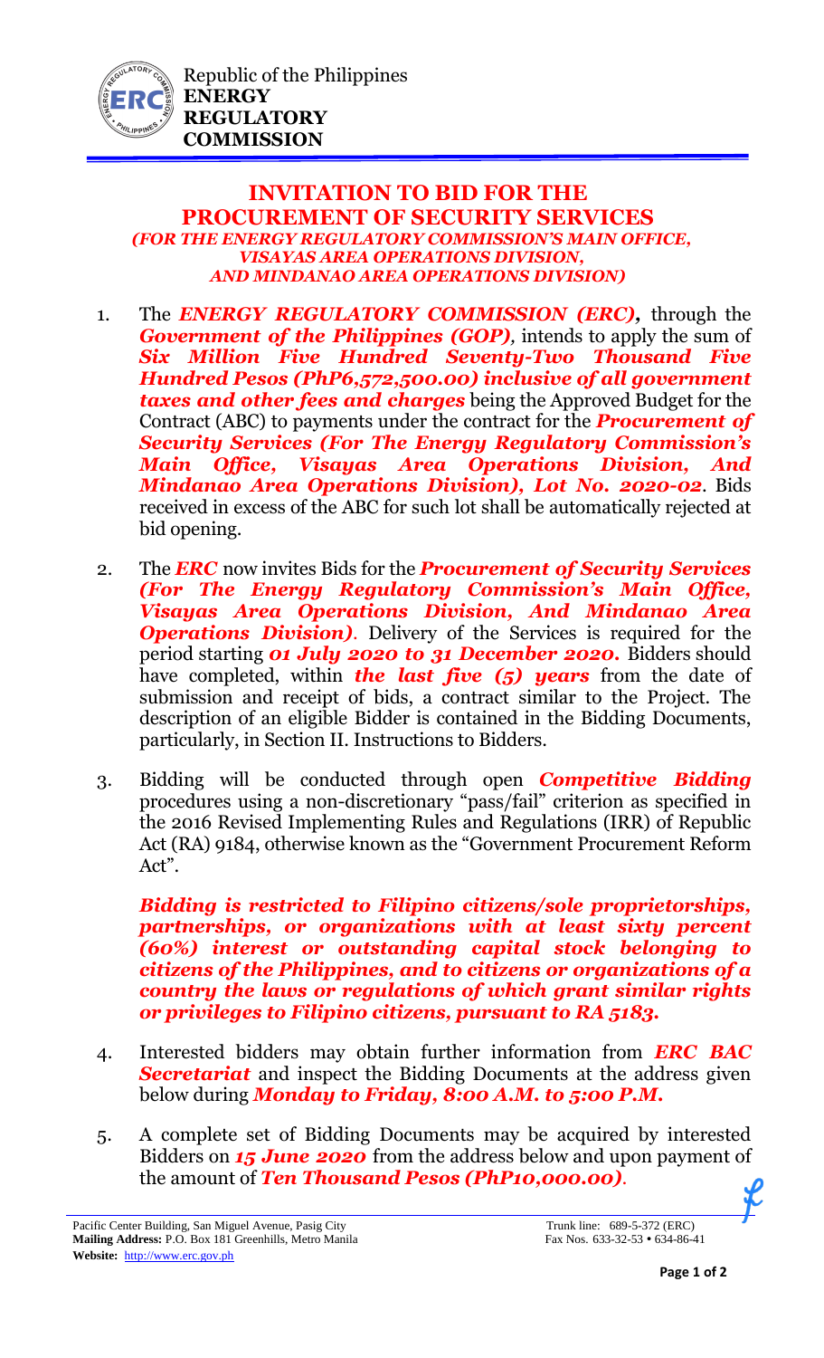Republic of the Philippines
**ENERGY REGULATORY COMMISSION**

# INVITATION TO BID FOR THE PROCUREMENT OF SECURITY SERVICES

***(FOR THE ENERGY REGULATORY COMMISSION'S MAIN OFFICE, VISAYAS AREA OPERATIONS DIVISION, AND MINDANAO AREA OPERATIONS DIVISION)***

1. The ***ENERGY REGULATORY COMMISSION (ERC),*** through the ***Government of the Philippines (GOP)***, intends to apply the sum of ***Six Million Five Hundred Seventy-Two Thousand Five Hundred Pesos (PhP6,572,500.00) inclusive of all government taxes and other fees and charges*** being the Approved Budget for the Contract (ABC) to payments under the contract for the ***Procurement of Security Services (For The Energy Regulatory Commission's Main Office, Visayas Area Operations Division, And Mindanao Area Operations Division), Lot No. 2020-02***. Bids received in excess of the ABC for such lot shall be automatically rejected at bid opening.

2. The ***ERC*** now invites Bids for the ***Procurement of Security Services (For The Energy Regulatory Commission's Main Office, Visayas Area Operations Division, And Mindanao Area Operations Division)***. Delivery of the Services is required for the period starting ***01 July 2020 to 31 December 2020.*** Bidders should have completed, within ***the last five (5) years*** from the date of submission and receipt of bids, a contract similar to the Project. The description of an eligible Bidder is contained in the Bidding Documents, particularly, in Section II. Instructions to Bidders.

3. Bidding will be conducted through open ***Competitive Bidding*** procedures using a non-discretionary "pass/fail" criterion as specified in the 2016 Revised Implementing Rules and Regulations (IRR) of Republic Act (RA) 9184, otherwise known as the "Government Procurement Reform Act".

   ***Bidding is restricted to Filipino citizens/sole proprietorships, partnerships, or organizations with at least sixty percent (60%) interest or outstanding capital stock belonging to citizens of the Philippines, and to citizens or organizations of a country the laws or regulations of which grant similar rights or privileges to Filipino citizens, pursuant to RA 5183.***

4. Interested bidders may obtain further information from ***ERC BAC Secretariat*** and inspect the Bidding Documents at the address given below during ***Monday to Friday, 8:00 A.M. to 5:00 P.M.***

5. A complete set of Bidding Documents may be acquired by interested Bidders on ***15 June 2020*** from the address below and upon payment of the amount of ***Ten Thousand Pesos (PhP10,000.00)***.

Pacific Center Building, San Miguel Avenue, Pasig City
**Mailing Address:** P.O. Box 181 Greenhills, Metro Manila
**Website:** http://www.erc.gov.ph

Trunk line: 689-5-372 (ERC)
Fax Nos. 633-32-53 • 634-86-41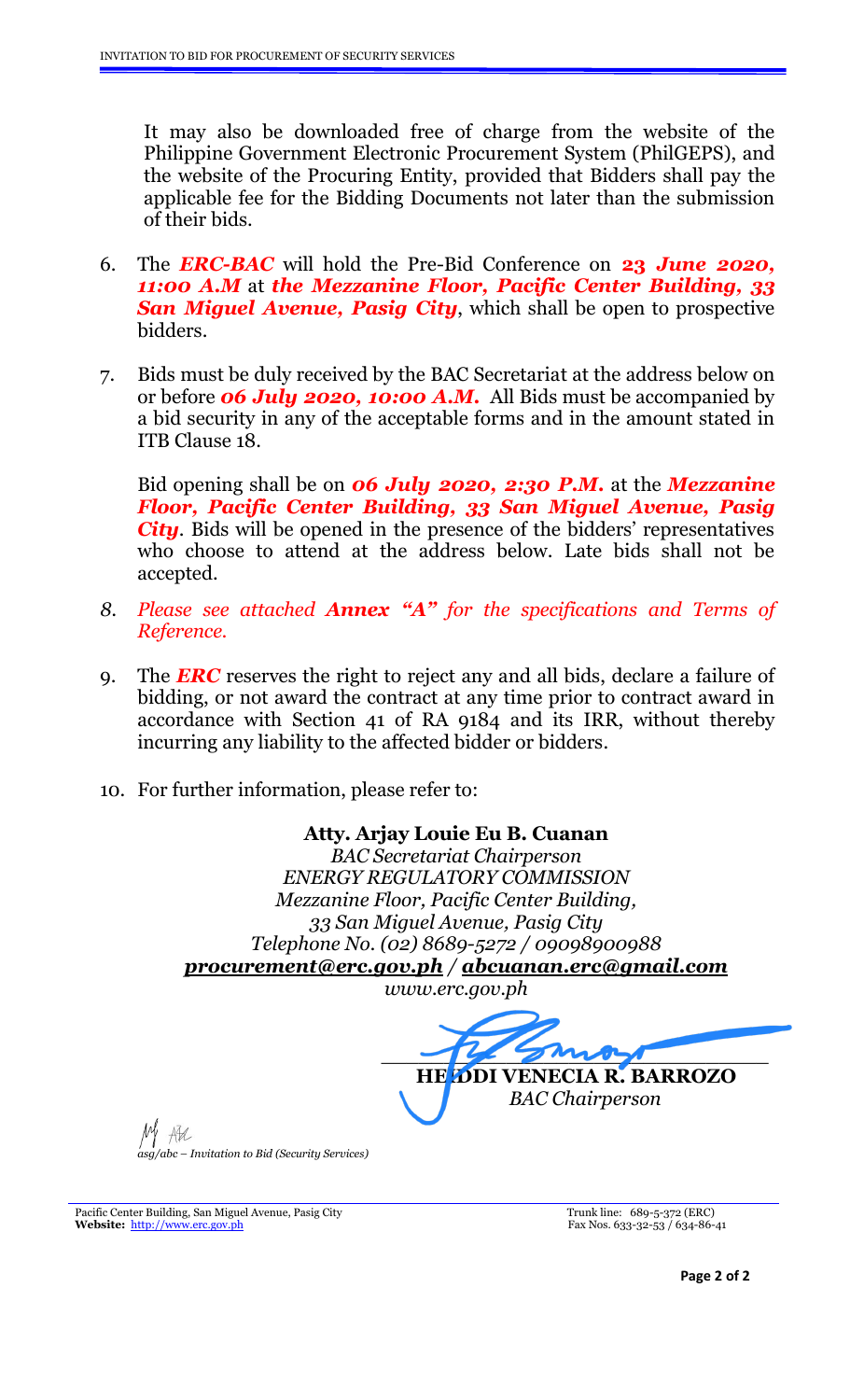It may also be downloaded free of charge from the website of the Philippine Government Electronic Procurement System (PhilGEPS), and the website of the Procuring Entity, provided that Bidders shall pay the applicable fee for the Bidding Documents not later than the submission of their bids.

6. The ***ERC-BAC*** will hold the Pre-Bid Conference on ***23 June 2020, 11:00 A.M*** at ***the Mezzanine Floor, Pacific Center Building, 33 San Miguel Avenue, Pasig City***, which shall be open to prospective bidders.

7. Bids must be duly received by the BAC Secretariat at the address below on or before ***06 July 2020, 10:00 A.M.*** All Bids must be accompanied by a bid security in any of the acceptable forms and in the amount stated in ITB Clause 18.

   Bid opening shall be on ***06 July 2020, 2:30 P.M.*** at the ***Mezzanine Floor, Pacific Center Building, 33 San Miguel Avenue, Pasig City***. Bids will be opened in the presence of the bidders' representatives who choose to attend at the address below. Late bids shall not be accepted.

8. *Please see attached **Annex "A"** for the specifications and Terms of Reference.*

9. The ***ERC*** reserves the right to reject any and all bids, declare a failure of bidding, or not award the contract at any time prior to contract award in accordance with Section 41 of RA 9184 and its IRR, without thereby incurring any liability to the affected bidder or bidders.

10. For further information, please refer to:

**Atty. Arjay Louie Eu B. Cuanan**
*BAC Secretariat Chairperson*
*ENERGY REGULATORY COMMISSION*
*Mezzanine Floor, Pacific Center Building,*
*33 San Miguel Avenue, Pasig City*
*Telephone No. (02) 8689-5272 / 09098900988*
***procurement@erc.gov.ph / abcuanan.erc@gmail.com***
*www.erc.gov.ph*

**HEIDDI VENECIA R. BARROZO**
*BAC Chairperson*

*asg/abc – Invitation to Bid (Security Services)*

Pacific Center Building, San Miguel Avenue, Pasig City
**Website:** http://www.erc.gov.ph

Trunk line: 689-5-372 (ERC)
Fax Nos. 633-32-53 / 634-86-41